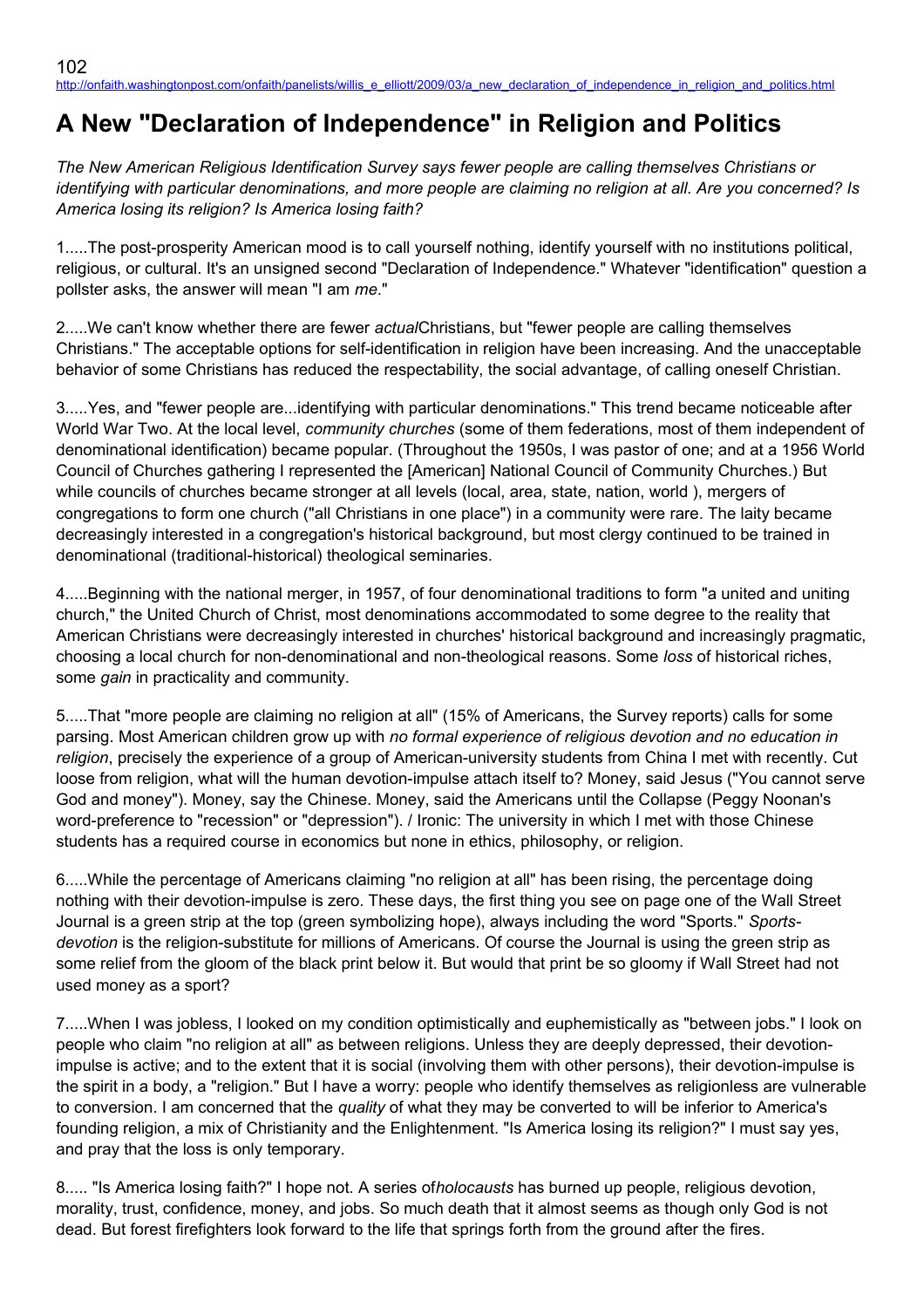http://onfaith.washingtonpost.com/onfaith/panelists/willis_e_elliott/2009/03/a_new_declaration_of_independence_in_religion_and_politics.html

# A New "Declaration of Independence" in Religion and Politics

*The New American Religious Identification Survey says fewer people are calling themselves Christians or identifying with particular denominations, and more people are claiming no religion at all. Are you concerned? Is America losing its religion? Is America losing faith?*

1.....The post-prosperity American mood is to call yourself nothing, identify yourself with no institutions political, religious, or cultural. It's an unsigned second "Declaration of Independence." Whatever "identification" question a pollster asks, the answer will mean "I am *me*."

2.....We can't know whether there are fewer *actual*Christians, but "fewer people are calling themselves Christians." The acceptable options for self-identification in religion have been increasing. And the unacceptable behavior of some Christians has reduced the respectability, the social advantage, of calling oneself Christian.

3.....Yes, and "fewer people are...identifying with particular denominations." This trend became noticeable after World War Two. At the local level, *community churches* (some of them federations, most of them independent of denominational identification) became popular. (Throughout the 1950s, I was pastor of one; and at a 1956 World Council of Churches gathering I represented the [American] National Council of Community Churches.) But while councils of churches became stronger at all levels (local, area, state, nation, world ), mergers of congregations to form one church ("all Christians in one place") in a community were rare. The laity became decreasingly interested in a congregation's historical background, but most clergy continued to be trained in denominational (traditional-historical) theological seminaries.

4.....Beginning with the national merger, in 1957, of four denominational traditions to form "a united and uniting church," the United Church of Christ, most denominations accommodated to some degree to the reality that American Christians were decreasingly interested in churches' historical background and increasingly pragmatic, choosing a local church for non-denominational and non-theological reasons. Some *loss* of historical riches, some *gain* in practicality and community.

5.....That "more people are claiming no religion at all" (15% of Americans, the Survey reports) calls for some parsing. Most American children grow up with *no formal experience of religious devotion and no education in religion*, precisely the experience of a group of American-university students from China I met with recently. Cut loose from religion, what will the human devotion-impulse attach itself to? Money, said Jesus ("You cannot serve God and money"). Money, say the Chinese. Money, said the Americans until the Collapse (Peggy Noonan's word-preference to "recession" or "depression"). / Ironic: The university in which I met with those Chinese students has a required course in economics but none in ethics, philosophy, or religion.

6.....While the percentage of Americans claiming "no religion at all" has been rising, the percentage doing nothing with their devotion-impulse is zero. These days, the first thing you see on page one of the Wall Street Journal is a green strip at the top (green symbolizing hope), always including the word "Sports." *Sports-devotion* is the religion-substitute for millions of Americans. Of course the Journal is using the green strip as some relief from the gloom of the black print below it. But would that print be so gloomy if Wall Street had not used money as a sport?

7.....When I was jobless, I looked on my condition optimistically and euphemistically as "between jobs." I look on people who claim "no religion at all" as between religions. Unless they are deeply depressed, their devotion-impulse is active; and to the extent that it is social (involving them with other persons), their devotion-impulse is the spirit in a body, a "religion." But I have a worry: people who identify themselves as religionless are vulnerable to conversion. I am concerned that the *quality* of what they may be converted to will be inferior to America's founding religion, a mix of Christianity and the Enlightenment. "Is America losing its religion?" I must say yes, and pray that the loss is only temporary.

8..... "Is America losing faith?" I hope not. A series of*holocausts* has burned up people, religious devotion, morality, trust, confidence, money, and jobs. So much death that it almost seems as though only God is not dead. But forest firefighters look forward to the life that springs forth from the ground after the fires.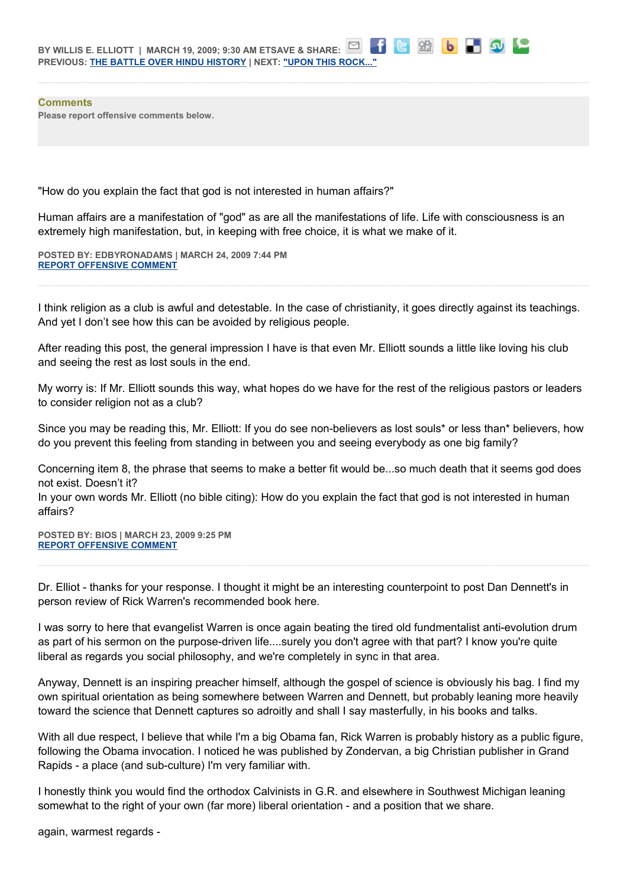BY WILLIS E. ELLIOTT | MARCH 19, 2009; 9:30 AM ETSAVE & SHARE:
PREVIOUS: [THE BATTLE OVER HINDU HISTORY] | NEXT: ["UPON THIS ROCK..."]

**Comments**
**Please report offensive comments below.**

"How do you explain the fact that god is not interested in human affairs?"

Human affairs are a manifestation of "god" as are all the manifestations of life. Life with consciousness is an extremely high manifestation, but, in keeping with free choice, it is what we make of it.

**POSTED BY: EDBYRONADAMS | MARCH 24, 2009 7:44 PM**
**REPORT OFFENSIVE COMMENT**

---

I think religion as a club is awful and detestable. In the case of christianity, it goes directly against its teachings. And yet I don't see how this can be avoided by religious people.

After reading this post, the general impression I have is that even Mr. Elliott sounds a little like loving his club and seeing the rest as lost souls in the end.

My worry is: If Mr. Elliott sounds this way, what hopes do we have for the rest of the religious pastors or leaders to consider religion not as a club?

Since you may be reading this, Mr. Elliott: If you do see non-believers as lost souls* or less than* believers, how do you prevent this feeling from standing in between you and seeing everybody as one big family?

Concerning item 8, the phrase that seems to make a better fit would be...so much death that it seems god does not exist. Doesn't it?
In your own words Mr. Elliott (no bible citing): How do you explain the fact that god is not interested in human affairs?

**POSTED BY: BIOS | MARCH 23, 2009 9:25 PM**
**REPORT OFFENSIVE COMMENT**

---

Dr. Elliot - thanks for your response. I thought it might be an interesting counterpoint to post Dan Dennett's in person review of Rick Warren's recommended book here.

I was sorry to here that evangelist Warren is once again beating the tired old fundmentalist anti-evolution drum as part of his sermon on the purpose-driven life....surely you don't agree with that part? I know you're quite liberal as regards you social philosophy, and we're completely in sync in that area.

Anyway, Dennett is an inspiring preacher himself, although the gospel of science is obviously his bag. I find my own spiritual orientation as being somewhere between Warren and Dennett, but probably leaning more heavily toward the science that Dennett captures so adroitly and shall I say masterfully, in his books and talks.

With all due respect, I believe that while I'm a big Obama fan, Rick Warren is probably history as a public figure, following the Obama invocation. I noticed he was published by Zondervan, a big Christian publisher in Grand Rapids - a place (and sub-culture) I'm very familiar with.

I honestly think you would find the orthodox Calvinists in G.R. and elsewhere in Southwest Michigan leaning somewhat to the right of your own (far more) liberal orientation - and a position that we share.

again, warmest regards -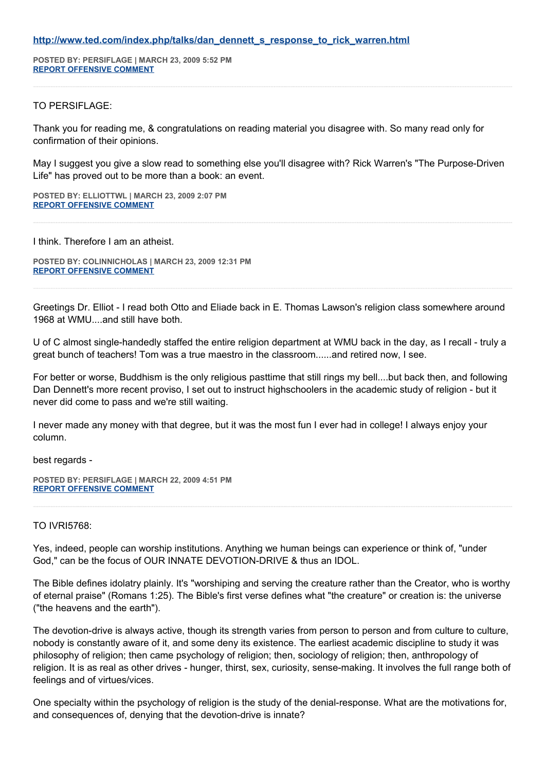[http://www.ted.com/index.php/talks/dan_dennett_s_response_to_rick_warren.html](http://www.ted.com/index.php/talks/dan_dennett_s_response_to_rick_warren.html)

**POSTED BY: PERSIFLAGE | MARCH 23, 2009 5:52 PM**
**REPORT OFFENSIVE COMMENT**

---

TO PERSIFLAGE:

Thank you for reading me, & congratulations on reading material you disagree with. So many read only for confirmation of their opinions.

May I suggest you give a slow read to something else you'll disagree with? Rick Warren's "The Purpose-Driven Life" has proved out to be more than a book: an event.

**POSTED BY: ELLIOTTWL | MARCH 23, 2009 2:07 PM**
**REPORT OFFENSIVE COMMENT**

---

I think. Therefore I am an atheist.

**POSTED BY: COLINNICHOLAS | MARCH 23, 2009 12:31 PM**
**REPORT OFFENSIVE COMMENT**

---

Greetings Dr. Elliot - I read both Otto and Eliade back in E. Thomas Lawson's religion class somewhere around 1968 at WMU....and still have both.

U of C almost single-handedly staffed the entire religion department at WMU back in the day, as I recall - truly a great bunch of teachers! Tom was a true maestro in the classroom......and retired now, I see.

For better or worse, Buddhism is the only religious pasttime that still rings my bell....but back then, and following Dan Dennett's more recent proviso, I set out to instruct highschoolers in the academic study of religion - but it never did come to pass and we're still waiting.

I never made any money with that degree, but it was the most fun I ever had in college! I always enjoy your column.

best regards -

**POSTED BY: PERSIFLAGE | MARCH 22, 2009 4:51 PM**
**REPORT OFFENSIVE COMMENT**

---

TO IVRI5768:

Yes, indeed, people can worship institutions. Anything we human beings can experience or think of, "under God," can be the focus of OUR INNATE DEVOTION-DRIVE & thus an IDOL.

The Bible defines idolatry plainly. It's "worshiping and serving the creature rather than the Creator, who is worthy of eternal praise" (Romans 1:25). The Bible's first verse defines what "the creature" or creation is: the universe ("the heavens and the earth").

The devotion-drive is always active, though its strength varies from person to person and from culture to culture, nobody is constantly aware of it, and some deny its existence. The earliest academic discipline to study it was philosophy of religion; then came psychology of religion; then, sociology of religion; then, anthropology of religion. It is as real as other drives - hunger, thirst, sex, curiosity, sense-making. It involves the full range both of feelings and of virtues/vices.

One specialty within the psychology of religion is the study of the denial-response. What are the motivations for, and consequences of, denying that the devotion-drive is innate?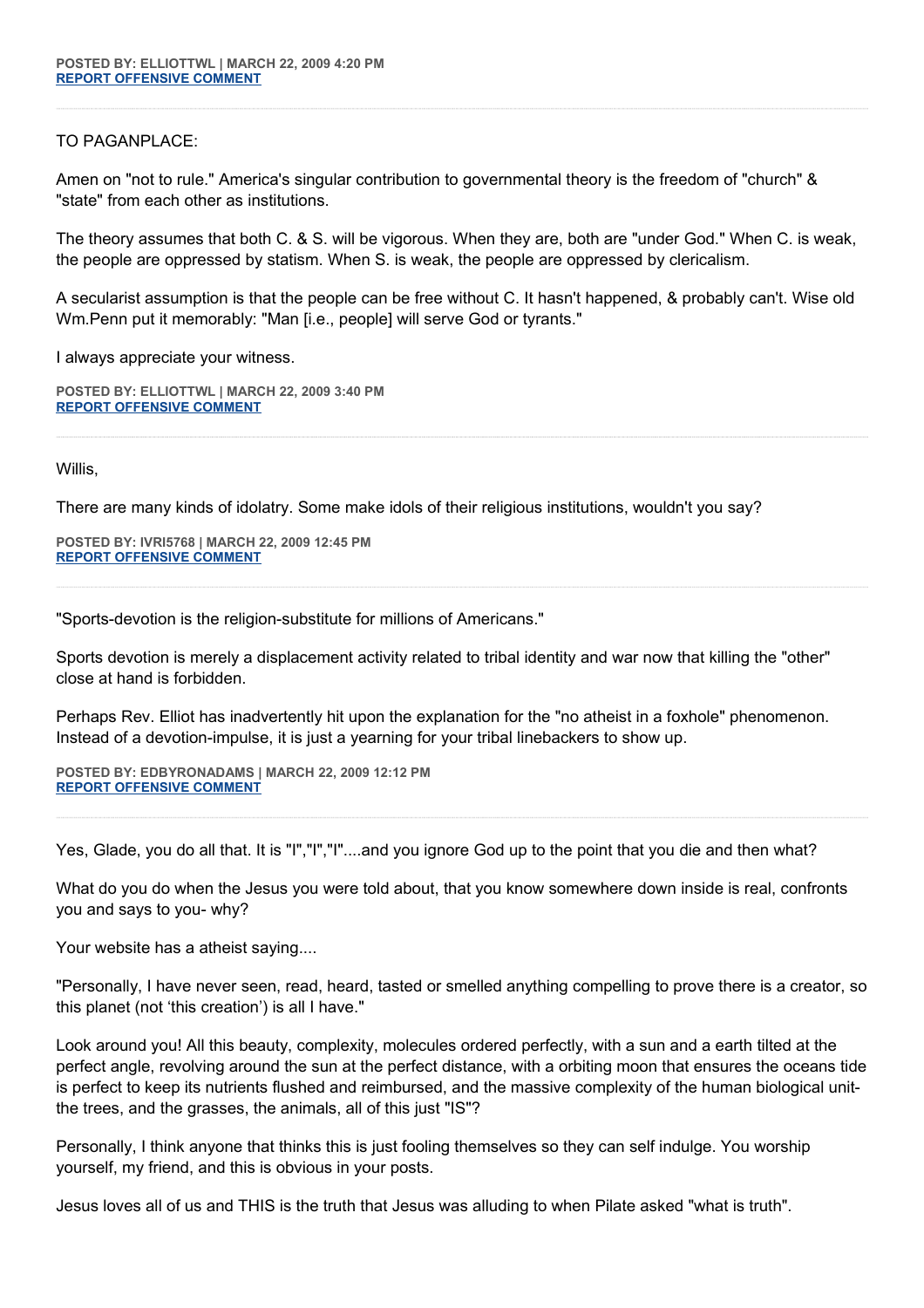**POSTED BY: ELLIOTTWL | MARCH 22, 2009 4:20 PM**
**REPORT OFFENSIVE COMMENT**

---

TO PAGANPLACE:

Amen on "not to rule." America's singular contribution to governmental theory is the freedom of "church" & "state" from each other as institutions.

The theory assumes that both C. & S. will be vigorous. When they are, both are "under God." When C. is weak, the people are oppressed by statism. When S. is weak, the people are oppressed by clericalism.

A secularist assumption is that the people can be free without C. It hasn't happened, & probably can't. Wise old Wm.Penn put it memorably: "Man [i.e., people] will serve God or tyrants."

I always appreciate your witness.

**POSTED BY: ELLIOTTWL | MARCH 22, 2009 3:40 PM**
**REPORT OFFENSIVE COMMENT**

---

Willis,

There are many kinds of idolatry. Some make idols of their religious institutions, wouldn't you say?

**POSTED BY: IVRI5768 | MARCH 22, 2009 12:45 PM**
**REPORT OFFENSIVE COMMENT**

---

"Sports-devotion is the religion-substitute for millions of Americans."

Sports devotion is merely a displacement activity related to tribal identity and war now that killing the "other" close at hand is forbidden.

Perhaps Rev. Elliot has inadvertently hit upon the explanation for the "no atheist in a foxhole" phenomenon. Instead of a devotion-impulse, it is just a yearning for your tribal linebackers to show up.

**POSTED BY: EDBYRONADAMS | MARCH 22, 2009 12:12 PM**
**REPORT OFFENSIVE COMMENT**

---

Yes, Glade, you do all that. It is "I","I","I"....and you ignore God up to the point that you die and then what?

What do you do when the Jesus you were told about, that you know somewhere down inside is real, confronts you and says to you- why?

Your website has a atheist saying....

"Personally, I have never seen, read, heard, tasted or smelled anything compelling to prove there is a creator, so this planet (not 'this creation') is all I have."

Look around you! All this beauty, complexity, molecules ordered perfectly, with a sun and a earth tilted at the perfect angle, revolving around the sun at the perfect distance, with a orbiting moon that ensures the oceans tide is perfect to keep its nutrients flushed and reimbursed, and the massive complexity of the human biological unit- the trees, and the grasses, the animals, all of this just "IS"?

Personally, I think anyone that thinks this is just fooling themselves so they can self indulge. You worship yourself, my friend, and this is obvious in your posts.

Jesus loves all of us and THIS is the truth that Jesus was alluding to when Pilate asked "what is truth".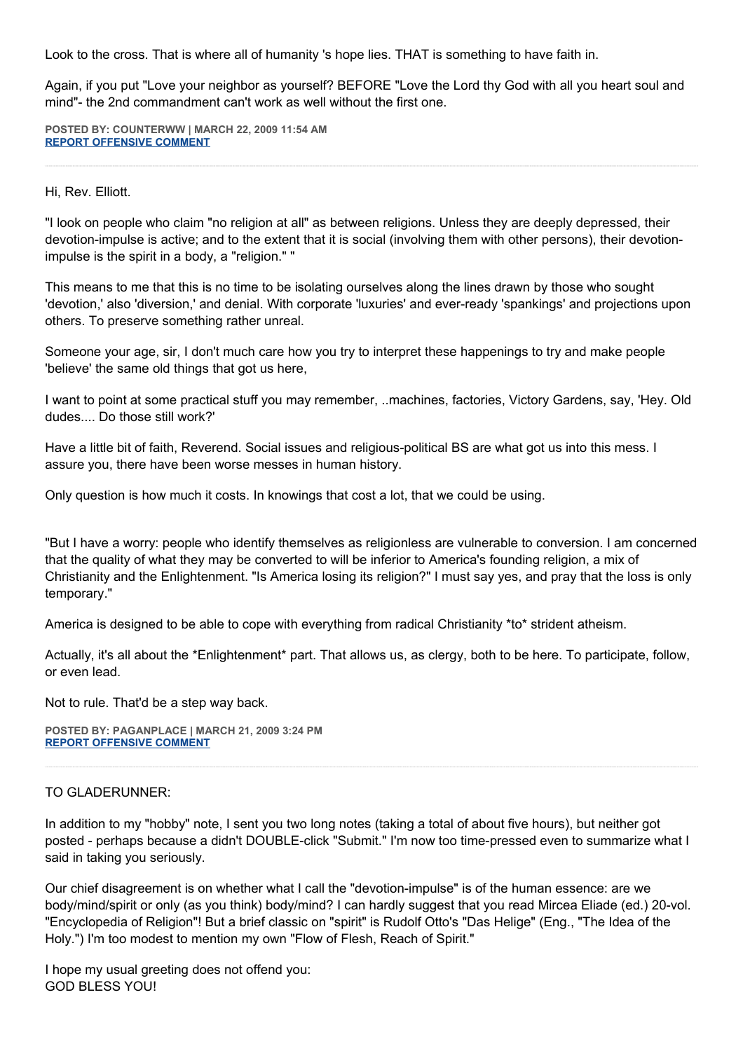Look to the cross. That is where all of humanity 's hope lies. THAT is something to have faith in.

Again, if you put "Love your neighbor as yourself? BEFORE "Love the Lord thy God with all you heart soul and mind"- the 2nd commandment can't work as well without the first one.

**POSTED BY: COUNTERWW | MARCH 22, 2009 11:54 AM**
**REPORT OFFENSIVE COMMENT**

---

Hi, Rev. Elliott.

"I look on people who claim "no religion at all" as between religions. Unless they are deeply depressed, their devotion-impulse is active; and to the extent that it is social (involving them with other persons), their devotion-impulse is the spirit in a body, a "religion." "

This means to me that this is no time to be isolating ourselves along the lines drawn by those who sought 'devotion,' also 'diversion,' and denial. With corporate 'luxuries' and ever-ready 'spankings' and projections upon others. To preserve something rather unreal.

Someone your age, sir, I don't much care how you try to interpret these happenings to try and make people 'believe' the same old things that got us here,

I want to point at some practical stuff you may remember, ..machines, factories, Victory Gardens, say, 'Hey. Old dudes.... Do those still work?'

Have a little bit of faith, Reverend. Social issues and religious-political BS are what got us into this mess. I assure you, there have been worse messes in human history.

Only question is how much it costs. In knowings that cost a lot, that we could be using.

"But I have a worry: people who identify themselves as religionless are vulnerable to conversion. I am concerned that the quality of what they may be converted to will be inferior to America's founding religion, a mix of Christianity and the Enlightenment. "Is America losing its religion?" I must say yes, and pray that the loss is only temporary."

America is designed to be able to cope with everything from radical Christianity *to* strident atheism.

Actually, it's all about the *Enlightenment* part. That allows us, as clergy, both to be here. To participate, follow, or even lead.

Not to rule. That'd be a step way back.

**POSTED BY: PAGANPLACE | MARCH 21, 2009 3:24 PM**
**REPORT OFFENSIVE COMMENT**

---

TO GLADERUNNER:

In addition to my "hobby" note, I sent you two long notes (taking a total of about five hours), but neither got posted - perhaps because a didn't DOUBLE-click "Submit." I'm now too time-pressed even to summarize what I said in taking you seriously.

Our chief disagreement is on whether what I call the "devotion-impulse" is of the human essence: are we body/mind/spirit or only (as you think) body/mind? I can hardly suggest that you read Mircea Eliade (ed.) 20-vol. "Encyclopedia of Religion"! But a brief classic on "spirit" is Rudolf Otto's "Das Helige" (Eng., "The Idea of the Holy.") I'm too modest to mention my own "Flow of Flesh, Reach of Spirit."

I hope my usual greeting does not offend you:
GOD BLESS YOU!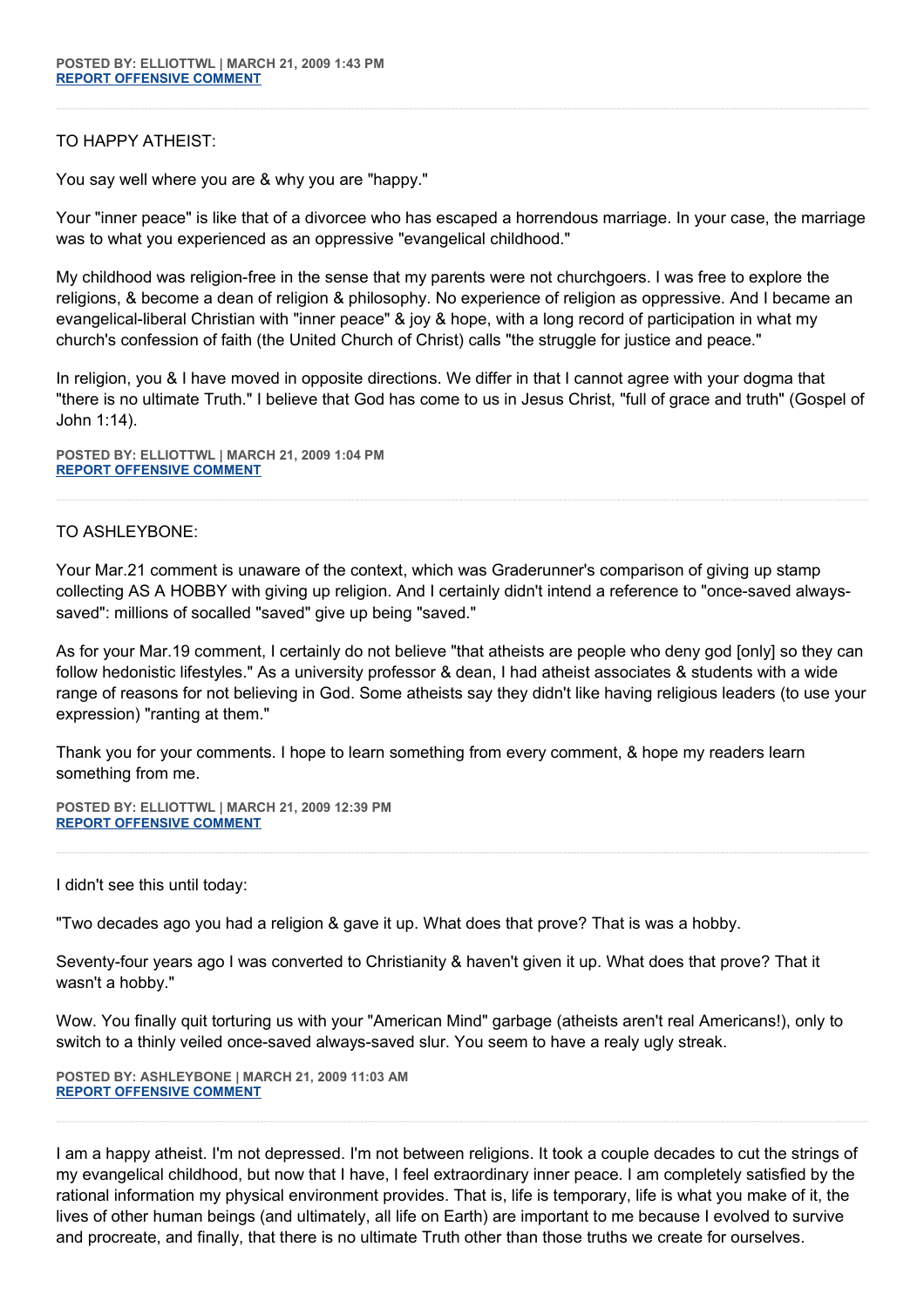**POSTED BY: ELLIOTTWL | MARCH 21, 2009 1:43 PM**
**REPORT OFFENSIVE COMMENT**

---

TO HAPPY ATHEIST:

You say well where you are & why you are "happy."

Your "inner peace" is like that of a divorcee who has escaped a horrendous marriage. In your case, the marriage was to what you experienced as an oppressive "evangelical childhood."

My childhood was religion-free in the sense that my parents were not churchgoers. I was free to explore the religions, & become a dean of religion & philosophy. No experience of religion as oppressive. And I became an evangelical-liberal Christian with "inner peace" & joy & hope, with a long record of participation in what my church's confession of faith (the United Church of Christ) calls "the struggle for justice and peace."

In religion, you & I have moved in opposite directions. We differ in that I cannot agree with your dogma that "there is no ultimate Truth." I believe that God has come to us in Jesus Christ, "full of grace and truth" (Gospel of John 1:14).

**POSTED BY: ELLIOTTWL | MARCH 21, 2009 1:04 PM**
**REPORT OFFENSIVE COMMENT**

---

TO ASHLEYBONE:

Your Mar.21 comment is unaware of the context, which was Graderunner's comparison of giving up stamp collecting AS A HOBBY with giving up religion. And I certainly didn't intend a reference to "once-saved always-saved": millions of socalled "saved" give up being "saved."

As for your Mar.19 comment, I certainly do not believe "that atheists are people who deny god [only] so they can follow hedonistic lifestyles." As a university professor & dean, I had atheist associates & students with a wide range of reasons for not believing in God. Some atheists say they didn't like having religious leaders (to use your expression) "ranting at them."

Thank you for your comments. I hope to learn something from every comment, & hope my readers learn something from me.

**POSTED BY: ELLIOTTWL | MARCH 21, 2009 12:39 PM**
**REPORT OFFENSIVE COMMENT**

---

I didn't see this until today:

"Two decades ago you had a religion & gave it up. What does that prove? That is was a hobby.

Seventy-four years ago I was converted to Christianity & haven't given it up. What does that prove? That it wasn't a hobby."

Wow. You finally quit torturing us with your "American Mind" garbage (atheists aren't real Americans!), only to switch to a thinly veiled once-saved always-saved slur. You seem to have a realy ugly streak.

**POSTED BY: ASHLEYBONE | MARCH 21, 2009 11:03 AM**
**REPORT OFFENSIVE COMMENT**

---

I am a happy atheist. I'm not depressed. I'm not between religions. It took a couple decades to cut the strings of my evangelical childhood, but now that I have, I feel extraordinary inner peace. I am completely satisfied by the rational information my physical environment provides. That is, life is temporary, life is what you make of it, the lives of other human beings (and ultimately, all life on Earth) are important to me because I evolved to survive and procreate, and finally, that there is no ultimate Truth other than those truths we create for ourselves.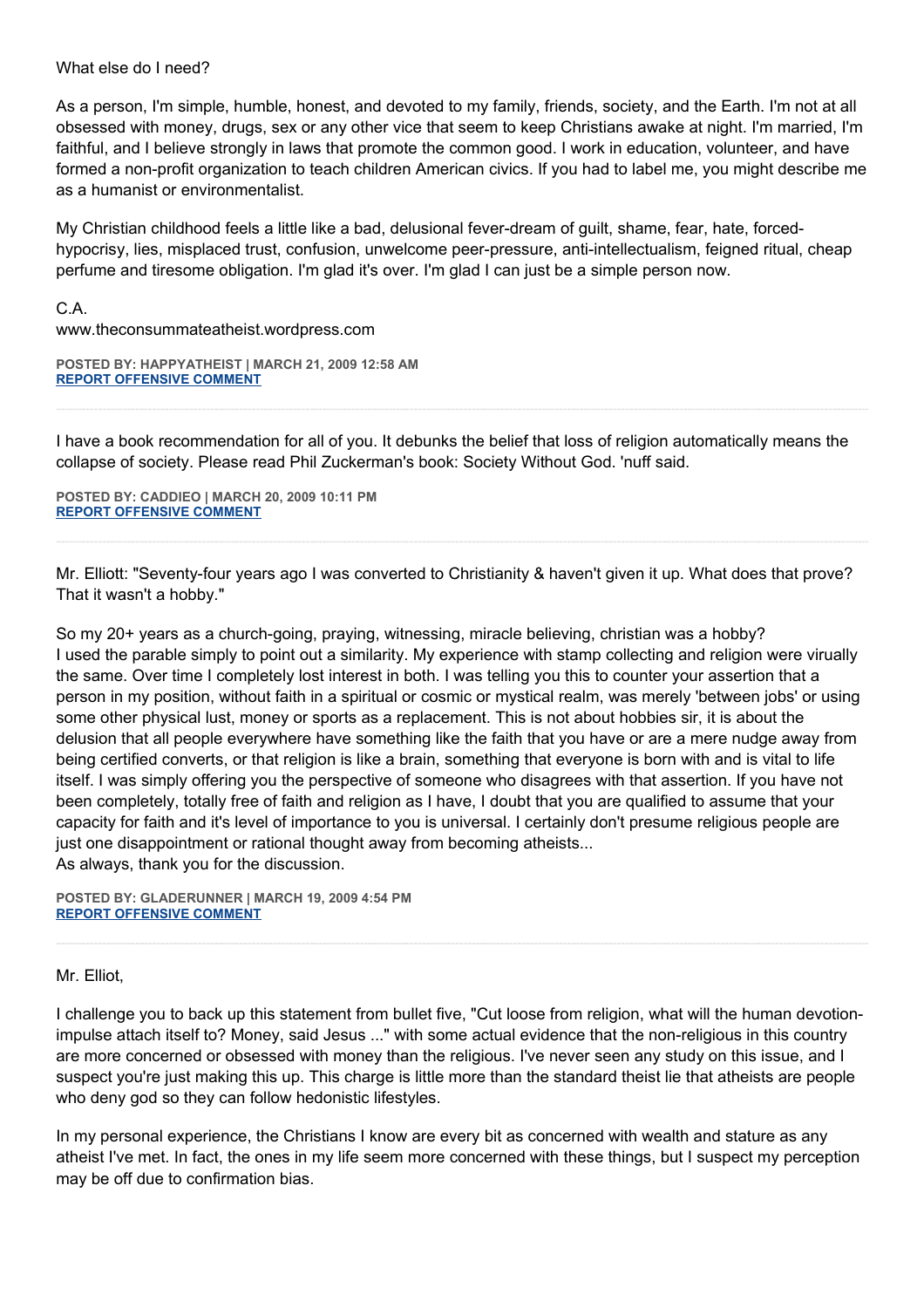What else do I need?

As a person, I'm simple, humble, honest, and devoted to my family, friends, society, and the Earth. I'm not at all obsessed with money, drugs, sex or any other vice that seem to keep Christians awake at night. I'm married, I'm faithful, and I believe strongly in laws that promote the common good. I work in education, volunteer, and have formed a non-profit organization to teach children American civics. If you had to label me, you might describe me as a humanist or environmentalist.

My Christian childhood feels a little like a bad, delusional fever-dream of guilt, shame, fear, hate, forced-hypocrisy, lies, misplaced trust, confusion, unwelcome peer-pressure, anti-intellectualism, feigned ritual, cheap perfume and tiresome obligation. I'm glad it's over. I'm glad I can just be a simple person now.

C.A.
www.theconsummateatheist.wordpress.com

**POSTED BY: HAPPYATHEIST | MARCH 21, 2009 12:58 AM**
**REPORT OFFENSIVE COMMENT**

---

I have a book recommendation for all of you. It debunks the belief that loss of religion automatically means the collapse of society. Please read Phil Zuckerman's book: Society Without God. 'nuff said.

**POSTED BY: CADDIEO | MARCH 20, 2009 10:11 PM**
**REPORT OFFENSIVE COMMENT**

---

Mr. Elliott: "Seventy-four years ago I was converted to Christianity & haven't given it up. What does that prove? That it wasn't a hobby."

So my 20+ years as a church-going, praying, witnessing, miracle believing, christian was a hobby?
I used the parable simply to point out a similarity. My experience with stamp collecting and religion were virually the same. Over time I completely lost interest in both. I was telling you this to counter your assertion that a person in my position, without faith in a spiritual or cosmic or mystical realm, was merely 'between jobs' or using some other physical lust, money or sports as a replacement. This is not about hobbies sir, it is about the delusion that all people everywhere have something like the faith that you have or are a mere nudge away from being certified converts, or that religion is like a brain, something that everyone is born with and is vital to life itself. I was simply offering you the perspective of someone who disagrees with that assertion. If you have not been completely, totally free of faith and religion as I have, I doubt that you are qualified to assume that your capacity for faith and it's level of importance to you is universal. I certainly don't presume religious people are just one disappointment or rational thought away from becoming atheists...
As always, thank you for the discussion.

**POSTED BY: GLADERUNNER | MARCH 19, 2009 4:54 PM**
**REPORT OFFENSIVE COMMENT**

---

Mr. Elliot,

I challenge you to back up this statement from bullet five, "Cut loose from religion, what will the human devotion-impulse attach itself to? Money, said Jesus ..." with some actual evidence that the non-religious in this country are more concerned or obsessed with money than the religious. I've never seen any study on this issue, and I suspect you're just making this up. This charge is little more than the standard theist lie that atheists are people who deny god so they can follow hedonistic lifestyles.

In my personal experience, the Christians I know are every bit as concerned with wealth and stature as any atheist I've met. In fact, the ones in my life seem more concerned with these things, but I suspect my perception may be off due to confirmation bias.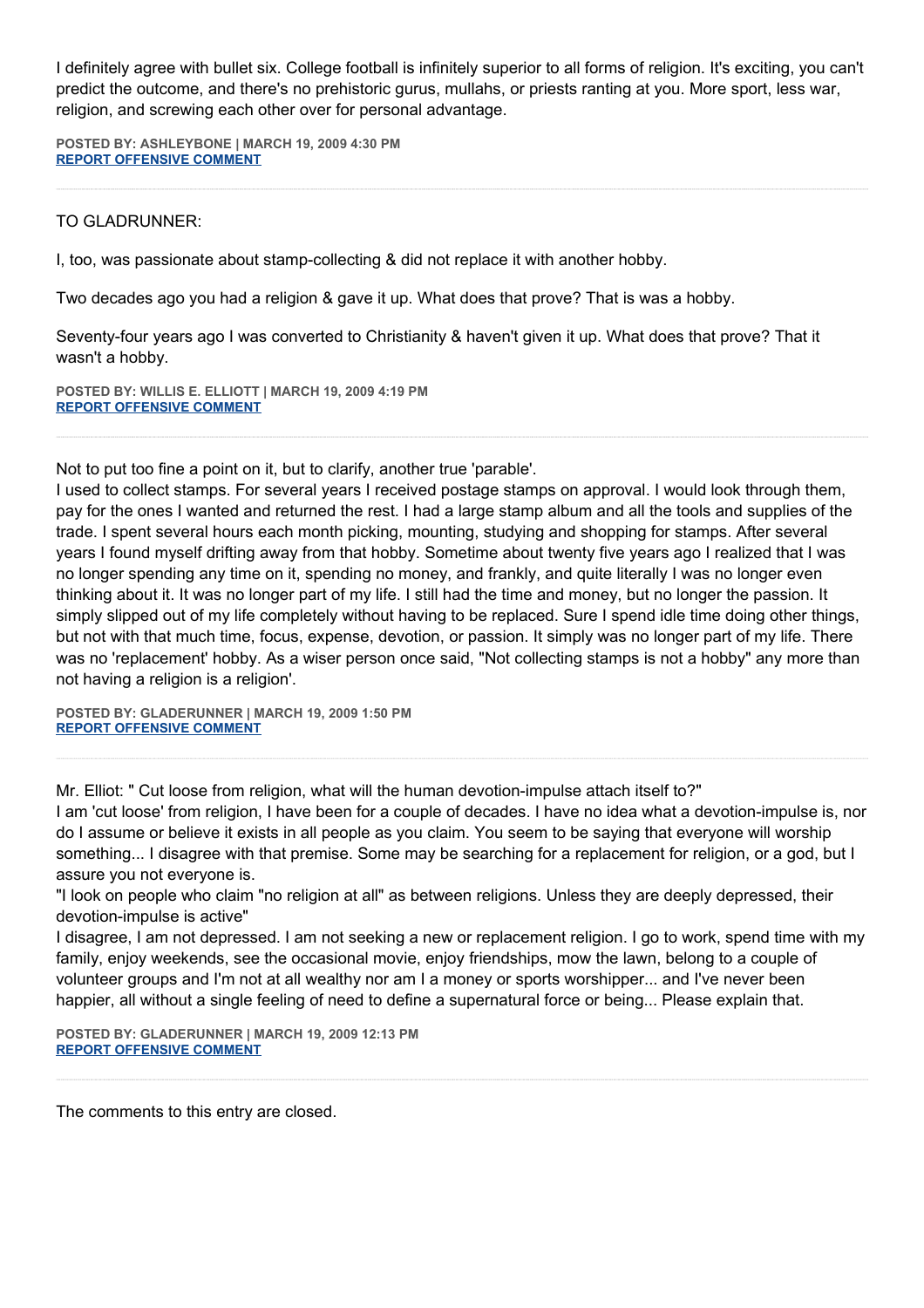I definitely agree with bullet six. College football is infinitely superior to all forms of religion. It's exciting, you can't predict the outcome, and there's no prehistoric gurus, mullahs, or priests ranting at you. More sport, less war, religion, and screwing each other over for personal advantage.

**POSTED BY: ASHLEYBONE | MARCH 19, 2009 4:30 PM**
**REPORT OFFENSIVE COMMENT**

---

TO GLADRUNNER:

I, too, was passionate about stamp-collecting & did not replace it with another hobby.

Two decades ago you had a religion & gave it up. What does that prove? That is was a hobby.

Seventy-four years ago I was converted to Christianity & haven't given it up. What does that prove? That it wasn't a hobby.

**POSTED BY: WILLIS E. ELLIOTT | MARCH 19, 2009 4:19 PM**
**REPORT OFFENSIVE COMMENT**

---

Not to put too fine a point on it, but to clarify, another true 'parable'.
I used to collect stamps. For several years I received postage stamps on approval. I would look through them, pay for the ones I wanted and returned the rest. I had a large stamp album and all the tools and supplies of the trade. I spent several hours each month picking, mounting, studying and shopping for stamps. After several years I found myself drifting away from that hobby. Sometime about twenty five years ago I realized that I was no longer spending any time on it, spending no money, and frankly, and quite literally I was no longer even thinking about it. It was no longer part of my life. I still had the time and money, but no longer the passion. It simply slipped out of my life completely without having to be replaced. Sure I spend idle time doing other things, but not with that much time, focus, expense, devotion, or passion. It simply was no longer part of my life. There was no 'replacement' hobby. As a wiser person once said, "Not collecting stamps is not a hobby" any more than not having a religion is a religion'.

**POSTED BY: GLADERUNNER | MARCH 19, 2009 1:50 PM**
**REPORT OFFENSIVE COMMENT**

---

Mr. Elliot: " Cut loose from religion, what will the human devotion-impulse attach itself to?"
I am 'cut loose' from religion, I have been for a couple of decades. I have no idea what a devotion-impulse is, nor do I assume or believe it exists in all people as you claim. You seem to be saying that everyone will worship something... I disagree with that premise. Some may be searching for a replacement for religion, or a god, but I assure you not everyone is.
"I look on people who claim "no religion at all" as between religions. Unless they are deeply depressed, their devotion-impulse is active"
I disagree, I am not depressed. I am not seeking a new or replacement religion. I go to work, spend time with my family, enjoy weekends, see the occasional movie, enjoy friendships, mow the lawn, belong to a couple of volunteer groups and I'm not at all wealthy nor am I a money or sports worshipper... and I've never been happier, all without a single feeling of need to define a supernatural force or being... Please explain that.

**POSTED BY: GLADERUNNER | MARCH 19, 2009 12:13 PM**
**REPORT OFFENSIVE COMMENT**

---

The comments to this entry are closed.